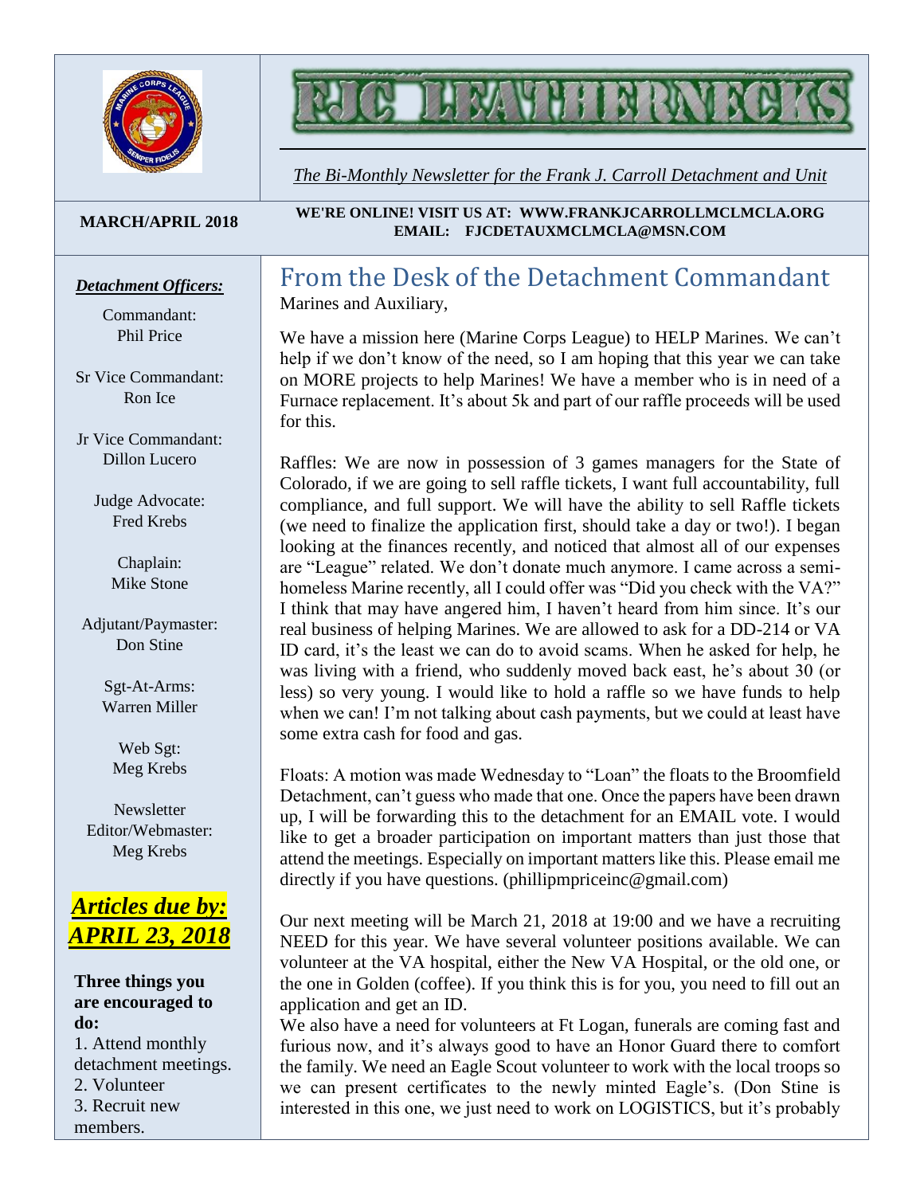# FJC LEATHERNECKS

*The Bi-Monthly Newsletter for the Frank J. Carroll Detachment and Unit*

**MARCH/APRIL 2018**

**WE'RE ONLINE! VISIT US AT: WWW.FRANKJCARROLLMCLMCLA.ORG**
**EMAIL: FJCDETAUXMCLMCLA@MSN.COM**

## From the Desk of the Detachment Commandant

Marines and Auxiliary,

We have a mission here (Marine Corps League) to HELP Marines. We can't help if we don't know of the need, so I am hoping that this year we can take on MORE projects to help Marines! We have a member who is in need of a Furnace replacement. It's about 5k and part of our raffle proceeds will be used for this.

Raffles: We are now in possession of 3 games managers for the State of Colorado, if we are going to sell raffle tickets, I want full accountability, full compliance, and full support. We will have the ability to sell Raffle tickets (we need to finalize the application first, should take a day or two!). I began looking at the finances recently, and noticed that almost all of our expenses are "League" related. We don't donate much anymore. I came across a semi-homeless Marine recently, all I could offer was "Did you check with the VA?" I think that may have angered him, I haven't heard from him since. It's our real business of helping Marines. We are allowed to ask for a DD-214 or VA ID card, it's the least we can do to avoid scams. When he asked for help, he was living with a friend, who suddenly moved back east, he's about 30 (or less) so very young. I would like to hold a raffle so we have funds to help when we can! I'm not talking about cash payments, but we could at least have some extra cash for food and gas.

Floats: A motion was made Wednesday to "Loan" the floats to the Broomfield Detachment, can't guess who made that one. Once the papers have been drawn up, I will be forwarding this to the detachment for an EMAIL vote. I would like to get a broader participation on important matters than just those that attend the meetings. Especially on important matters like this. Please email me directly if you have questions. (phillipmpriceinc@gmail.com)

Our next meeting will be March 21, 2018 at 19:00 and we have a recruiting NEED for this year. We have several volunteer positions available. We can volunteer at the VA hospital, either the New VA Hospital, or the old one, or the one in Golden (coffee). If you think this is for you, you need to fill out an application and get an ID.

We also have a need for volunteers at Ft Logan, funerals are coming fast and furious now, and it's always good to have an Honor Guard there to comfort the family. We need an Eagle Scout volunteer to work with the local troops so we can present certificates to the newly minted Eagle's. (Don Stine is interested in this one, we just need to work on LOGISTICS, but it's probably

***Detachment Officers:***

Commandant:
Phil Price

Sr Vice Commandant:
Ron Ice

Jr Vice Commandant:
Dillon Lucero

Judge Advocate:
Fred Krebs

Chaplain:
Mike Stone

Adjutant/Paymaster:
Don Stine

Sgt-At-Arms:
Warren Miller

Web Sgt:
Meg Krebs

Newsletter Editor/Webmaster:
Meg Krebs

***Articles due by: APRIL 23, 2018***

**Three things you are encouraged to do:**

1. Attend monthly detachment meetings.
2. Volunteer
3. Recruit new members.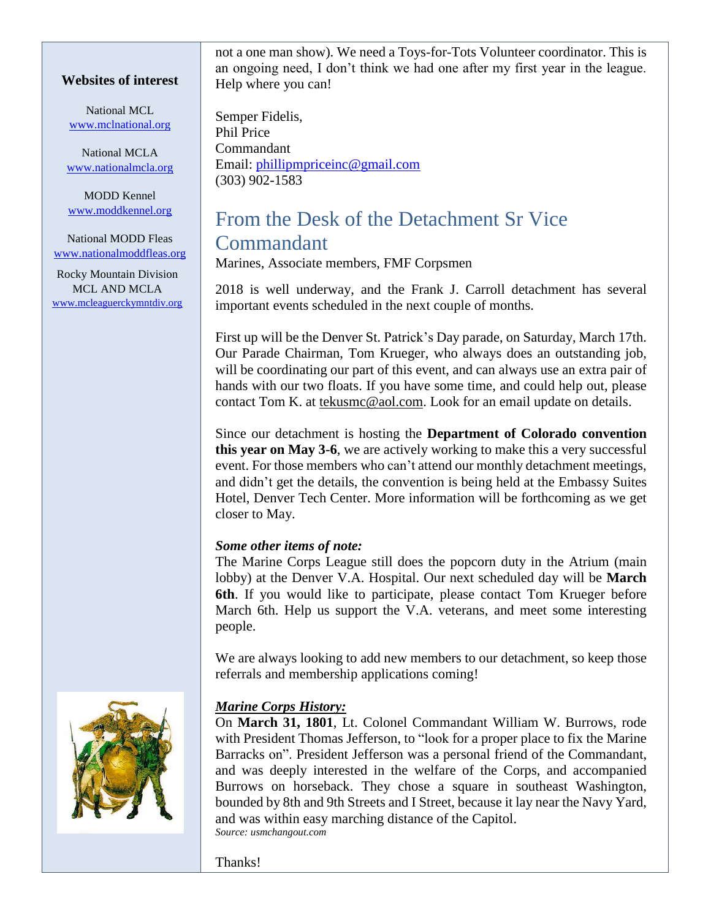### Websites of interest

National MCL
www.mclnational.org

National MCLA
www.nationalmcla.org

MODD Kennel
www.moddkennel.org

National MODD Fleas
www.nationalmoddfleas.org

Rocky Mountain Division
MCL AND MCLA
www.mcleaguerckymntdiv.org

not a one man show). We need a Toys-for-Tots Volunteer coordinator. This is an ongoing need, I don't think we had one after my first year in the league. Help where you can!

Semper Fidelis,
Phil Price
Commandant
Email: phillipmpriceinc@gmail.com
(303) 902-1583

## From the Desk of the Detachment Sr Vice Commandant

Marines, Associate members, FMF Corpsmen

2018 is well underway, and the Frank J. Carroll detachment has several important events scheduled in the next couple of months.

First up will be the Denver St. Patrick's Day parade, on Saturday, March 17th. Our Parade Chairman, Tom Krueger, who always does an outstanding job, will be coordinating our part of this event, and can always use an extra pair of hands with our two floats. If you have some time, and could help out, please contact Tom K. at tekusmc@aol.com. Look for an email update on details.

Since our detachment is hosting the **Department of Colorado convention this year on May 3-6**, we are actively working to make this a very successful event. For those members who can't attend our monthly detachment meetings, and didn't get the details, the convention is being held at the Embassy Suites Hotel, Denver Tech Center. More information will be forthcoming as we get closer to May.

***Some other items of note:***
The Marine Corps League still does the popcorn duty in the Atrium (main lobby) at the Denver V.A. Hospital. Our next scheduled day will be **March 6th**. If you would like to participate, please contact Tom Krueger before March 6th. Help us support the V.A. veterans, and meet some interesting people.

We are always looking to add new members to our detachment, so keep those referrals and membership applications coming!

***Marine Corps History:***
On **March 31, 1801**, Lt. Colonel Commandant William W. Burrows, rode with President Thomas Jefferson, to "look for a proper place to fix the Marine Barracks on". President Jefferson was a personal friend of the Commandant, and was deeply interested in the welfare of the Corps, and accompanied Burrows on horseback. They chose a square in southeast Washington, bounded by 8th and 9th Streets and I Street, because it lay near the Navy Yard, and was within easy marching distance of the Capitol.
*Source: usmchangout.com*

Thanks!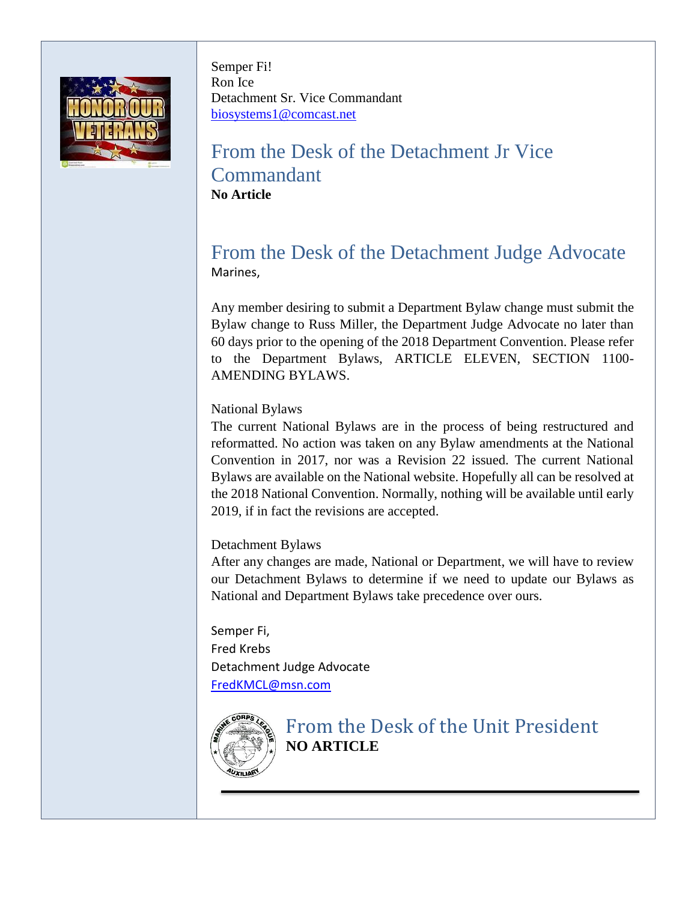Semper Fi!
Ron Ice
Detachment Sr. Vice Commandant
biosystems1@comcast.net

## From the Desk of the Detachment Jr Vice Commandant

**No Article**

## From the Desk of the Detachment Judge Advocate

Marines,

Any member desiring to submit a Department Bylaw change must submit the Bylaw change to Russ Miller, the Department Judge Advocate no later than 60 days prior to the opening of the 2018 Department Convention. Please refer to the Department Bylaws, ARTICLE ELEVEN, SECTION 1100-AMENDING BYLAWS.

National Bylaws
The current National Bylaws are in the process of being restructured and reformatted. No action was taken on any Bylaw amendments at the National Convention in 2017, nor was a Revision 22 issued. The current National Bylaws are available on the National website. Hopefully all can be resolved at the 2018 National Convention. Normally, nothing will be available until early 2019, if in fact the revisions are accepted.

Detachment Bylaws
After any changes are made, National or Department, we will have to review our Detachment Bylaws to determine if we need to update our Bylaws as National and Department Bylaws take precedence over ours.

Semper Fi,
Fred Krebs
Detachment Judge Advocate
FredKMCL@msn.com

## From the Desk of the Unit President

**NO ARTICLE**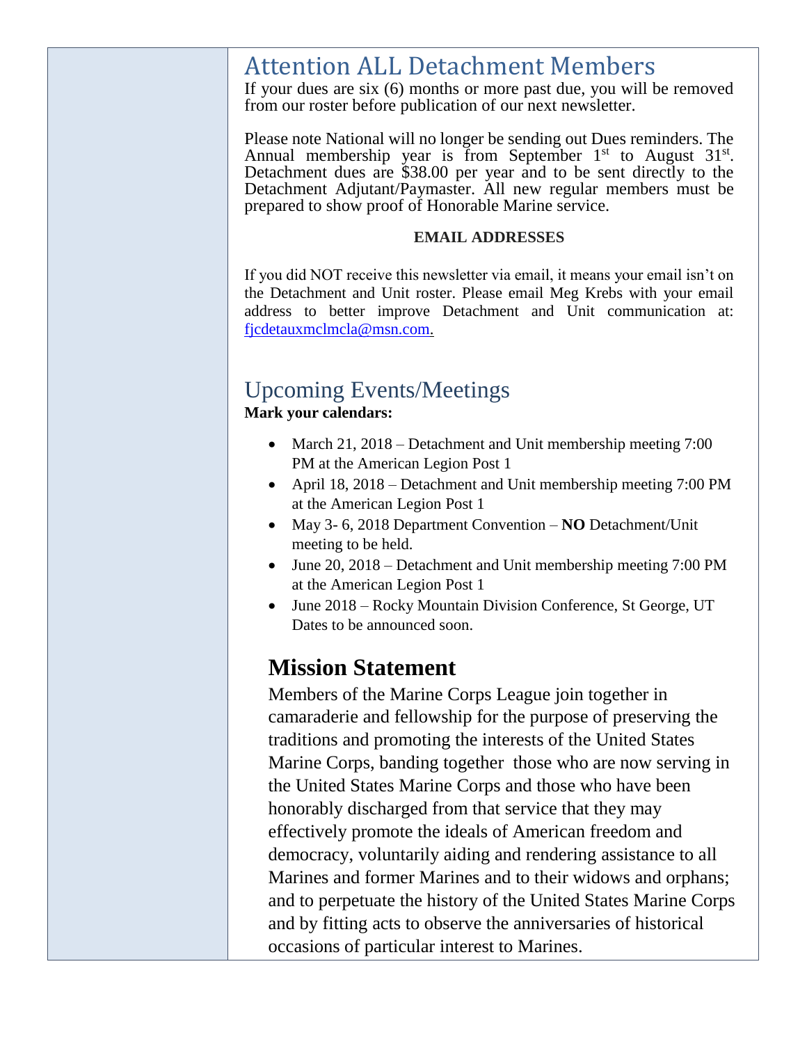## Attention ALL Detachment Members

If your dues are six (6) months or more past due, you will be removed from our roster before publication of our next newsletter.

Please note National will no longer be sending out Dues reminders. The Annual membership year is from September 1st to August 31st. Detachment dues are $38.00 per year and to be sent directly to the Detachment Adjutant/Paymaster. All new regular members must be prepared to show proof of Honorable Marine service.

**EMAIL ADDRESSES**

If you did NOT receive this newsletter via email, it means your email isn't on the Detachment and Unit roster. Please email Meg Krebs with your email address to better improve Detachment and Unit communication at: fjcdetauxmclmcla@msn.com.

## Upcoming Events/Meetings

**Mark your calendars:**

- March 21, 2018 – Detachment and Unit membership meeting 7:00 PM at the American Legion Post 1
- April 18, 2018 – Detachment and Unit membership meeting 7:00 PM at the American Legion Post 1
- May 3- 6, 2018 Department Convention – **NO** Detachment/Unit meeting to be held.
- June 20, 2018 – Detachment and Unit membership meeting 7:00 PM at the American Legion Post 1
- June 2018 – Rocky Mountain Division Conference, St George, UT Dates to be announced soon.

## Mission Statement

Members of the Marine Corps League join together in camaraderie and fellowship for the purpose of preserving the traditions and promoting the interests of the United States Marine Corps, banding together those who are now serving in the United States Marine Corps and those who have been honorably discharged from that service that they may effectively promote the ideals of American freedom and democracy, voluntarily aiding and rendering assistance to all Marines and former Marines and to their widows and orphans; and to perpetuate the history of the United States Marine Corps and by fitting acts to observe the anniversaries of historical occasions of particular interest to Marines.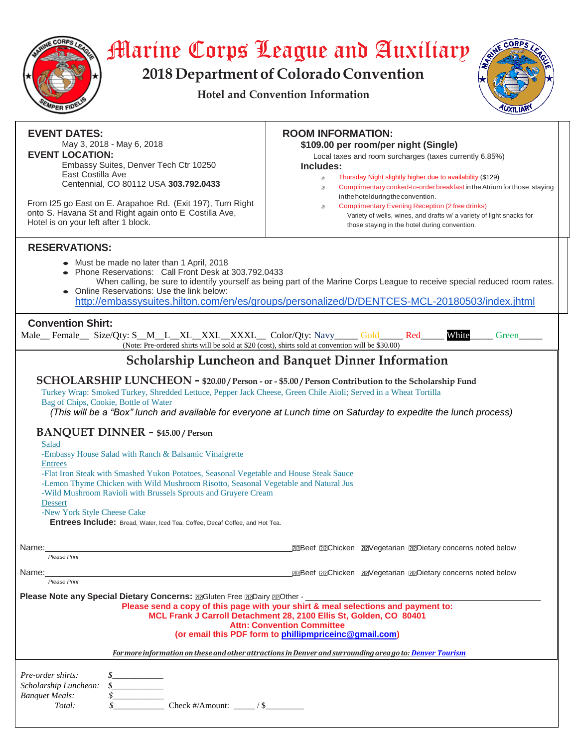# Marine Corps League and Auxiliary

## 2018 Department of Colorado Convention

### Hotel and Convention Information

**EVENT DATES:**
May 3, 2018 - May 6, 2018

**EVENT LOCATION:**
Embassy Suites, Denver Tech Ctr 10250 East Costilla Ave
Centennial, CO 80112 USA **303.792.0433**

From I25 go East on E. Arapahoe Rd. (Exit 197), Turn Right onto S. Havana St and Right again onto E Costilla Ave, Hotel is on your left after 1 block.

**ROOM INFORMATION:**

**$109.00 per room/per night (Single)**

Local taxes and room surcharges (taxes currently 6.85%)

**Includes:**

- Thursday Night slightly higher due to availability ($129)
- Complimentary cooked-to-order breakfast in the Atrium for those staying in the hotel during the convention.
- Complimentary Evening Reception (2 free drinks)
  Variety of wells, wines, and drafts w/ a variety of light snacks for those staying in the hotel during convention.

**RESERVATIONS:**

- Must be made no later than 1 April, 2018
- Phone Reservations: Call Front Desk at 303.792.0433
  When calling, be sure to identify yourself as being part of the Marine Corps League to receive special reduced room rates.
- Online Reservations: Use the link below:
  http://embassysuites.hilton.com/en/es/groups/personalized/D/DENTCES-MCL-20180503/index.jhtml

**Convention Shirt:**

Male__ Female__ Size/Qty: S__M__L__XL__XXL__XXXL__ Color/Qty: Navy_____ Gold_____ Red_____ White_____ Green_____

(Note: Pre-ordered shirts will be sold at $20 (cost), shirts sold at convention will be $30.00)

## Scholarship Luncheon and Banquet Dinner Information

### SCHOLARSHIP LUNCHEON - $20.00 / Person - or - $5.00 / Person Contribution to the Scholarship Fund

Turkey Wrap: Smoked Turkey, Shredded Lettuce, Pepper Jack Cheese, Green Chile Aioli; Served in a Wheat Tortilla
Bag of Chips, Cookie, Bottle of Water

*(This will be a "Box" lunch and available for everyone at Lunch time on Saturday to expedite the lunch process)*

### BANQUET DINNER - $45.00 / Person

Salad
-Embassy House Salad with Ranch & Balsamic Vinaigrette

Entrees
-Flat Iron Steak with Smashed Yukon Potatoes, Seasonal Vegetable and House Steak Sauce
-Lemon Thyme Chicken with Wild Mushroom Risotto, Seasonal Vegetable and Natural Jus
-Wild Mushroom Ravioli with Brussels Sprouts and Gruyere Cream

Dessert
-New York Style Cheese Cake

**Entrees Include:** Bread, Water, Iced Tea, Coffee, Decaf Coffee, and Hot Tea.

Name:______________________________________________ ☐Beef ☐Chicken ☐Vegetarian ☐Dietary concerns noted below
*Please Print*

Name:______________________________________________ ☐Beef ☐Chicken ☐Vegetarian ☐Dietary concerns noted below
*Please Print*

**Please Note any Special Dietary Concerns:** ☐Gluten Free ☐Dairy ☐Other - ______________________________

**Please send a copy of this page with your shirt & meal selections and payment to:**
**MCL Frank J Carroll Detachment 28, 2100 Ellis St, Golden, CO 80401**
**Attn: Convention Committee**
**(or email this PDF form to phillipmpriceinc@gmail.com)**

***For more information on these and other attractions in Denver and surrounding area go to: Denver Tourism***

*Pre-order shirts:* $___________
*Scholarship Luncheon:* $___________
*Banquet Meals:* $___________
*Total:* $___________ Check #/Amount: _____ / $_________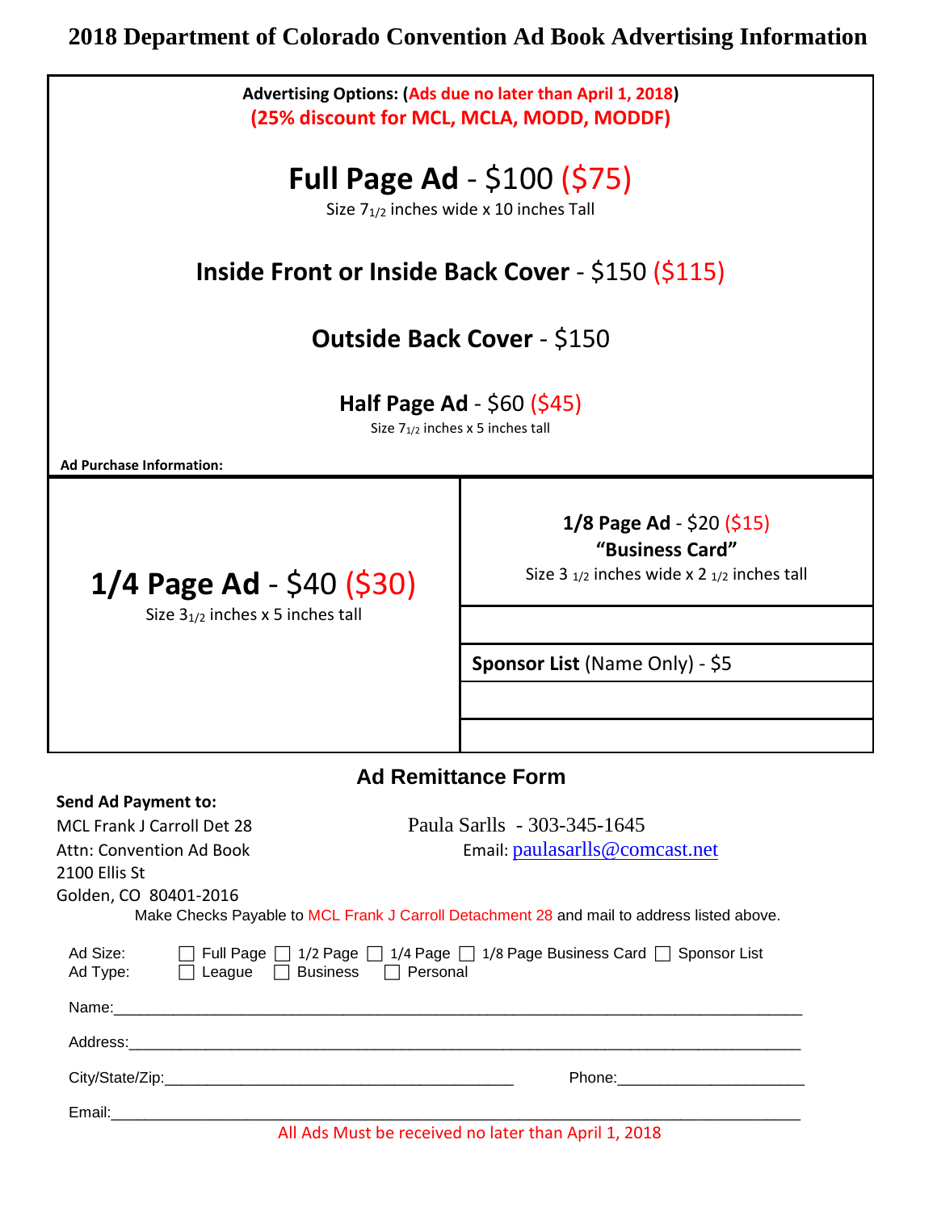# 2018 Department of Colorado Convention Ad Book Advertising Information

**Advertising Options: (Ads due no later than April 1, 2018)**

**(25% discount for MCL, MCLA, MODD, MODDF)**

## Full Page Ad - $100 ($75)

Size $7_{1/2}$ inches wide x 10 inches Tall

## Inside Front or Inside Back Cover - $150 ($115)

## Outside Back Cover - $150

### Half Page Ad - $60 ($45)

Size $7_{1/2}$ inches x 5 inches tall

**Ad Purchase Information:**

## 1/4 Page Ad - $40 ($30)

Size $3_{1/2}$ inches x 5 inches tall

**1/8 Page Ad** - $20 ($15)

**"Business Card"**

Size 3 $_{1/2}$ inches wide x 2 $_{1/2}$ inches tall

**Sponsor List** (Name Only) - $5

## Ad Remittance Form

**Send Ad Payment to:**

MCL Frank J Carroll Det 28
Attn: Convention Ad Book
2100 Ellis St
Golden, CO 80401-2016

Paula Sarlls - 303-345-1645
Email: paulasarlls@comcast.net

Make Checks Payable to MCL Frank J Carroll Detachment 28 and mail to address listed above.

Ad Size: ☐ Full Page ☐ 1/2 Page ☐ 1/4 Page ☐ 1/8 Page Business Card ☐ Sponsor List
Ad Type: ☐ League ☐ Business ☐ Personal

Name:_______________________________________________________________

Address:_____________________________________________________________

City/State/Zip:_________________________________ Phone:____________________

Email:_______________________________________________________________

All Ads Must be received no later than April 1, 2018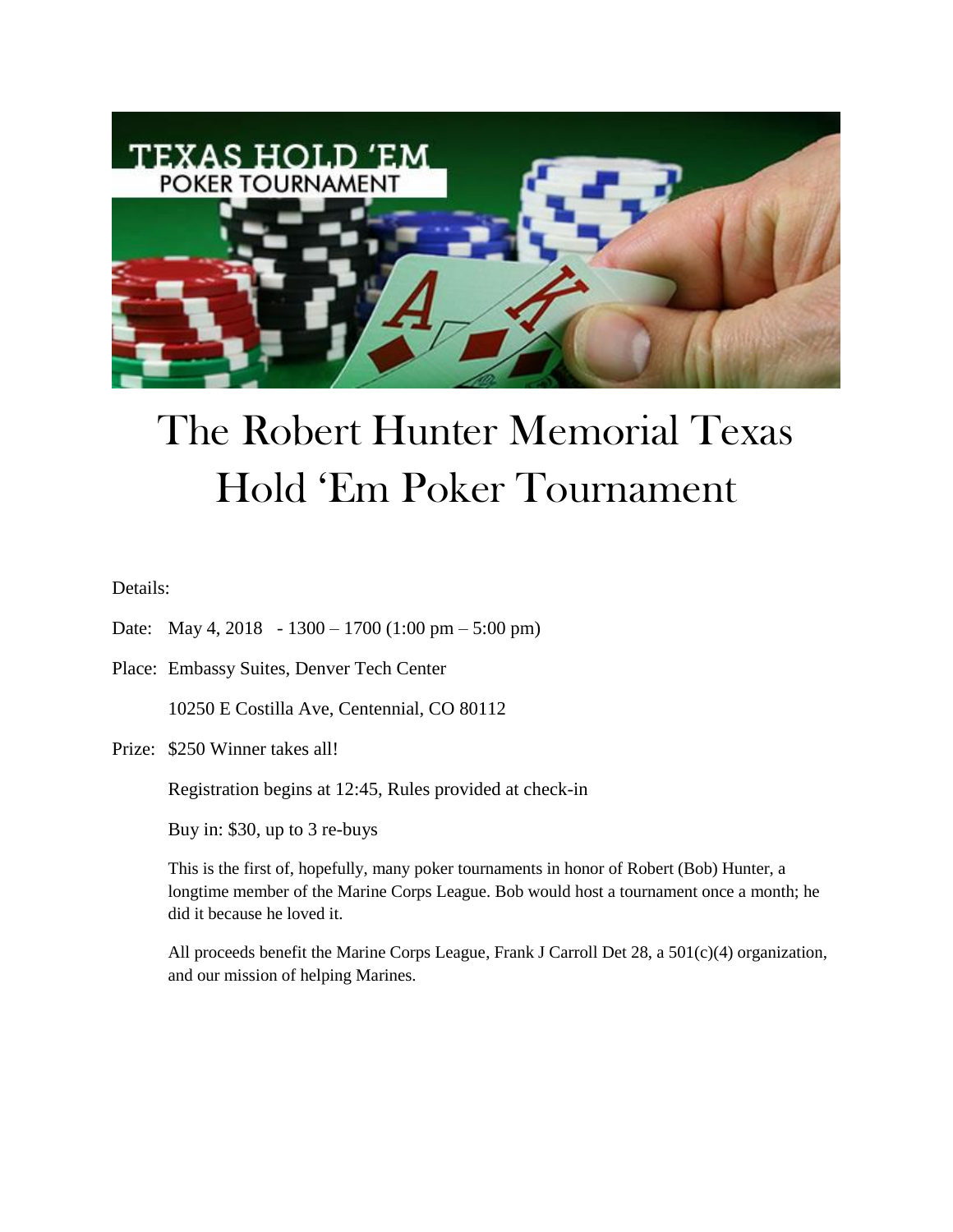# The Robert Hunter Memorial Texas Hold 'Em Poker Tournament

Details:

Date: May 4, 2018 - 1300 – 1700 (1:00 pm – 5:00 pm)

Place: Embassy Suites, Denver Tech Center

10250 E Costilla Ave, Centennial, CO 80112

Prize: $250 Winner takes all!

Registration begins at 12:45, Rules provided at check-in

Buy in: $30, up to 3 re-buys

This is the first of, hopefully, many poker tournaments in honor of Robert (Bob) Hunter, a longtime member of the Marine Corps League. Bob would host a tournament once a month; he did it because he loved it.

All proceeds benefit the Marine Corps League, Frank J Carroll Det 28, a 501(c)(4) organization, and our mission of helping Marines.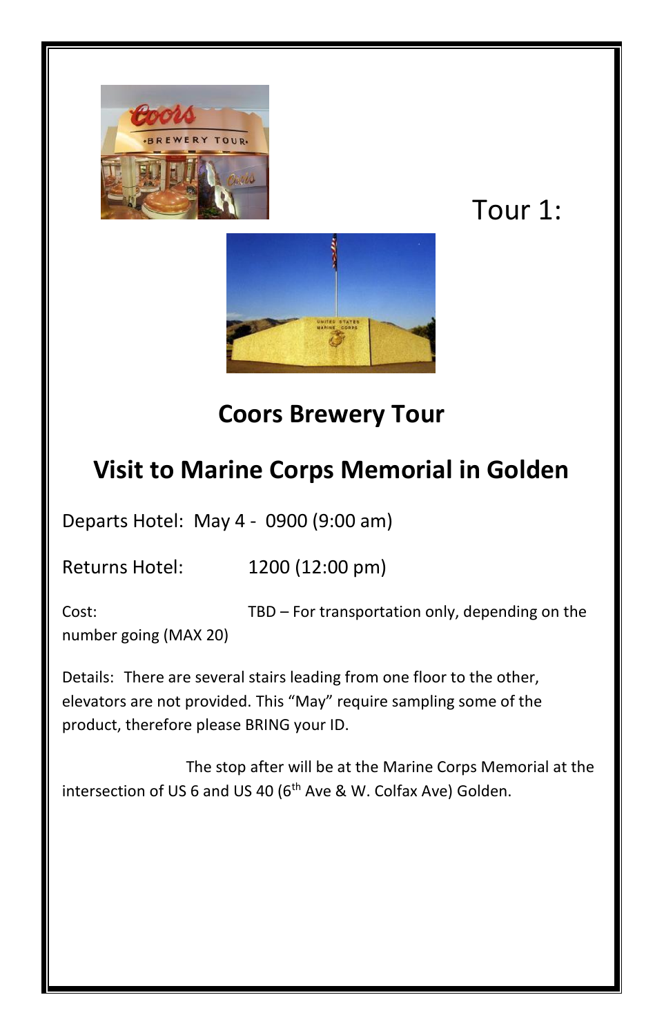Tour 1:

# Coors Brewery Tour

# Visit to Marine Corps Memorial in Golden

Departs Hotel: May 4 - 0900 (9:00 am)

Returns Hotel: 1200 (12:00 pm)

Cost: TBD – For transportation only, depending on the number going (MAX 20)

Details: There are several stairs leading from one floor to the other, elevators are not provided. This "May" require sampling some of the product, therefore please BRING your ID.

The stop after will be at the Marine Corps Memorial at the intersection of US 6 and US 40 (6th Ave & W. Colfax Ave) Golden.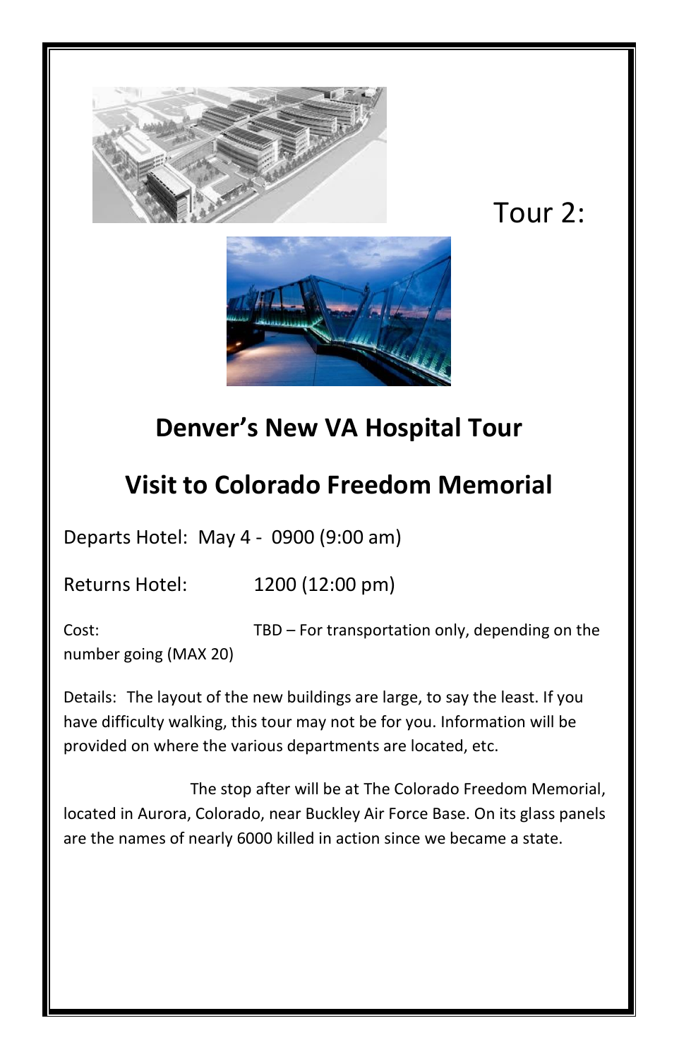Tour 2:

## Denver's New VA Hospital Tour

## Visit to Colorado Freedom Memorial

Departs Hotel: May 4 - 0900 (9:00 am)

Returns Hotel: 1200 (12:00 pm)

Cost: TBD – For transportation only, depending on the number going (MAX 20)

Details: The layout of the new buildings are large, to say the least. If you have difficulty walking, this tour may not be for you. Information will be provided on where the various departments are located, etc.

The stop after will be at The Colorado Freedom Memorial, located in Aurora, Colorado, near Buckley Air Force Base. On its glass panels are the names of nearly 6000 killed in action since we became a state.